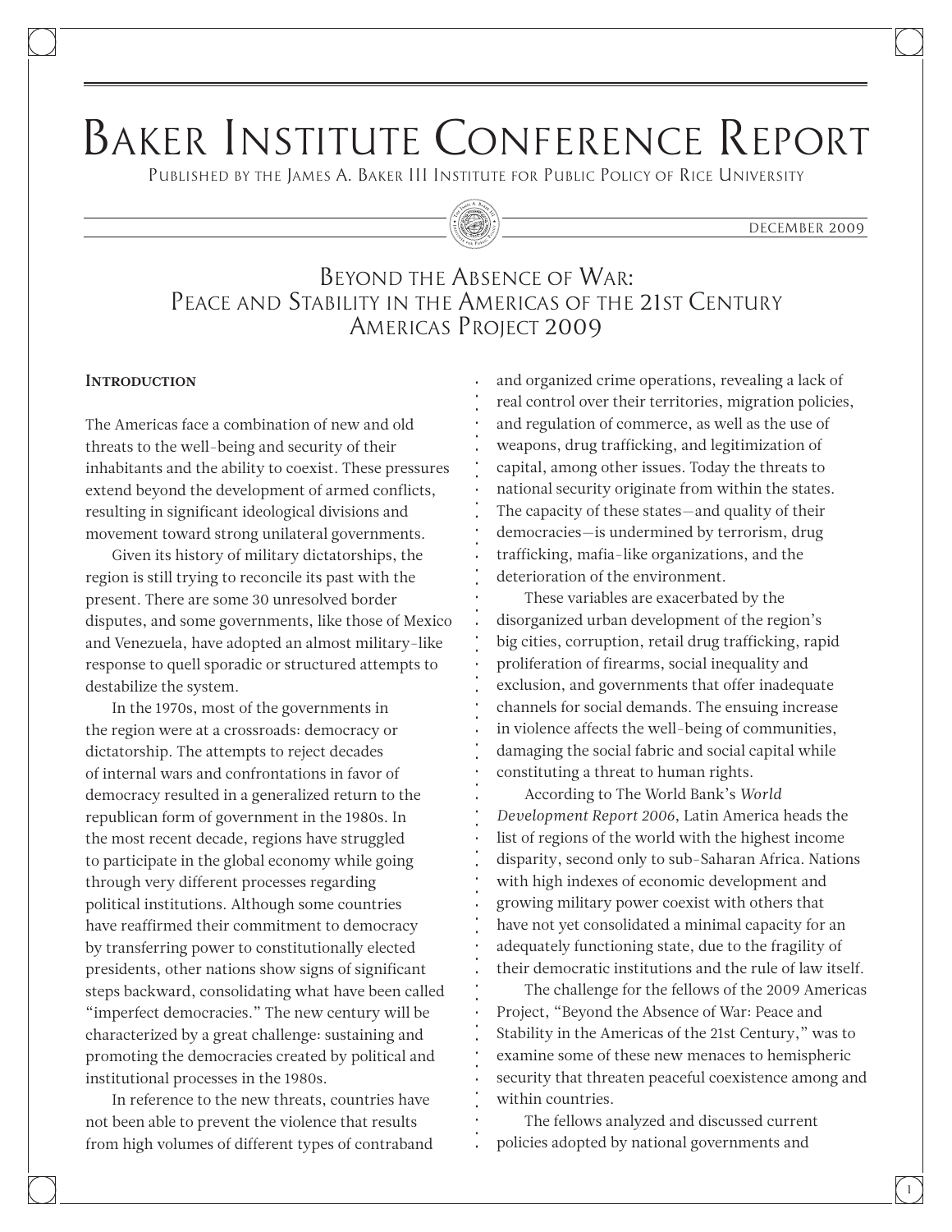# Baker Institute Conference Report

Published by the James A. Baker III Institute for Public Policy of Rice University

December 2009

## Beyond the Absence of War: Peace and Stability in the Americas of the 21st Century Americas Project 2009

### Introduction

The Americas face a combination of new and old threats to the well-being and security of their inhabitants and the ability to coexist. These pressures extend beyond the development of armed conflicts, resulting in significant ideological divisions and movement toward strong unilateral governments.

Given its history of military dictatorships, the region is still trying to reconcile its past with the present. There are some 30 unresolved border disputes, and some governments, like those of Mexico and Venezuela, have adopted an almost military-like response to quell sporadic or structured attempts to destabilize the system.

In the 1970s, most of the governments in the region were at a crossroads: democracy or dictatorship. The attempts to reject decades of internal wars and confrontations in favor of democracy resulted in a generalized return to the republican form of government in the 1980s. In the most recent decade, regions have struggled to participate in the global economy while going through very different processes regarding political institutions. Although some countries have reaffirmed their commitment to democracy by transferring power to constitutionally elected presidents, other nations show signs of significant steps backward, consolidating what have been called "imperfect democracies." The new century will be characterized by a great challenge: sustaining and promoting the democracies created by political and institutional processes in the 1980s.

In reference to the new threats, countries have not been able to prevent the violence that results from high volumes of different types of contraband and organized crime operations, revealing a lack of real control over their territories, migration policies, and regulation of commerce, as well as the use of weapons, drug trafficking, and legitimization of capital, among other issues. Today the threats to national security originate from within the states. The capacity of these states—and quality of their democracies—is undermined by terrorism, drug trafficking, mafia-like organizations, and the deterioration of the environment.

These variables are exacerbated by the disorganized urban development of the region's big cities, corruption, retail drug trafficking, rapid proliferation of firearms, social inequality and exclusion, and governments that offer inadequate channels for social demands. The ensuing increase in violence affects the well-being of communities, damaging the social fabric and social capital while constituting a threat to human rights.

According to The World Bank's *World Development Report 2006*, Latin America heads the list of regions of the world with the highest income disparity, second only to sub-Saharan Africa. Nations with high indexes of economic development and growing military power coexist with others that have not yet consolidated a minimal capacity for an adequately functioning state, due to the fragility of their democratic institutions and the rule of law itself.

The challenge for the fellows of the 2009 Americas Project, "Beyond the Absence of War: Peace and Stability in the Americas of the 21st Century," was to examine some of these new menaces to hemispheric security that threaten peaceful coexistence among and within countries.

The fellows analyzed and discussed current policies adopted by national governments and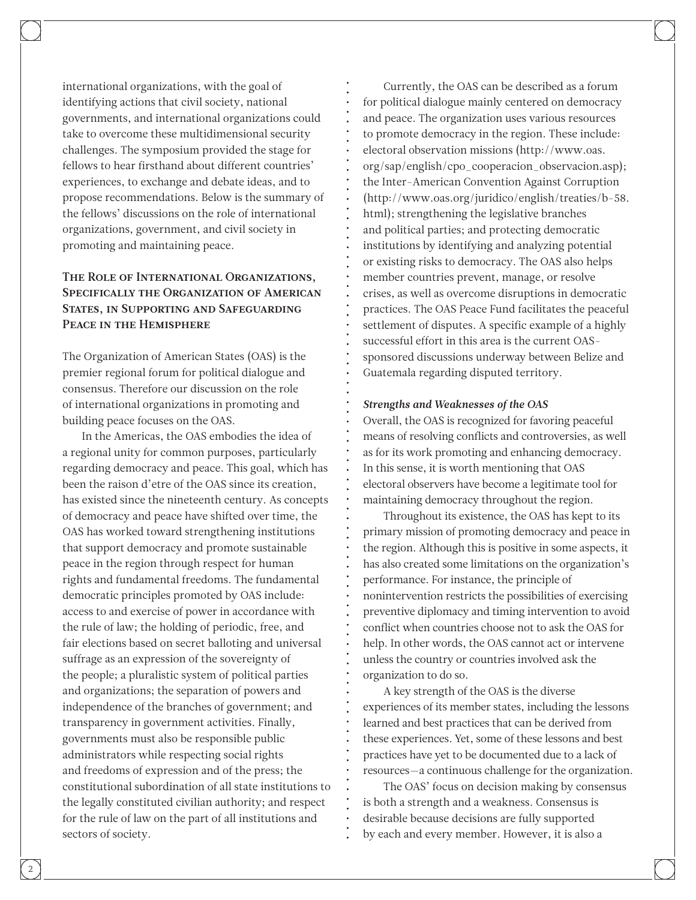international organizations, with the goal of identifying actions that civil society, national governments, and international organizations could take to overcome these multidimensional security challenges. The symposium provided the stage for fellows to hear firsthand about different countries' experiences, to exchange and debate ideas, and to propose recommendations. Below is the summary of the fellows' discussions on the role of international organizations, government, and civil society in promoting and maintaining peace.

## The Role of International Organizations, Specifically the Organization of American States, in Supporting and Safeguarding Peace in the Hemisphere

The Organization of American States (OAS) is the premier regional forum for political dialogue and consensus. Therefore our discussion on the role of international organizations in promoting and building peace focuses on the OAS.

In the Americas, the OAS embodies the idea of a regional unity for common purposes, particularly regarding democracy and peace. This goal, which has been the raison d'etre of the OAS since its creation, has existed since the nineteenth century. As concepts of democracy and peace have shifted over time, the OAS has worked toward strengthening institutions that support democracy and promote sustainable peace in the region through respect for human rights and fundamental freedoms. The fundamental democratic principles promoted by OAS include: access to and exercise of power in accordance with the rule of law; the holding of periodic, free, and fair elections based on secret balloting and universal suffrage as an expression of the sovereignty of the people; a pluralistic system of political parties and organizations; the separation of powers and independence of the branches of government; and transparency in government activities. Finally, governments must also be responsible public administrators while respecting social rights and freedoms of expression and of the press; the constitutional subordination of all state institutions to the legally constituted civilian authority; and respect for the rule of law on the part of all institutions and sectors of society.

Currently, the OAS can be described as a forum for political dialogue mainly centered on democracy and peace. The organization uses various resources to promote democracy in the region. These include: electoral observation missions (http://www.oas.org/sap/english/cpo_cooperacion_observacion.asp); the Inter-American Convention Against Corruption (http://www.oas.org/juridico/english/treaties/b-58.html); strengthening the legislative branches and political parties; and protecting democratic institutions by identifying and analyzing potential or existing risks to democracy. The OAS also helps member countries prevent, manage, or resolve crises, as well as overcome disruptions in democratic practices. The OAS Peace Fund facilitates the peaceful settlement of disputes. A specific example of a highly successful effort in this area is the current OAS-sponsored discussions underway between Belize and Guatemala regarding disputed territory.

### *Strengths and Weaknesses of the OAS*

Overall, the OAS is recognized for favoring peaceful means of resolving conflicts and controversies, as well as for its work promoting and enhancing democracy. In this sense, it is worth mentioning that OAS electoral observers have become a legitimate tool for maintaining democracy throughout the region.

Throughout its existence, the OAS has kept to its primary mission of promoting democracy and peace in the region. Although this is positive in some aspects, it has also created some limitations on the organization's performance. For instance, the principle of nonintervention restricts the possibilities of exercising preventive diplomacy and timing intervention to avoid conflict when countries choose not to ask the OAS for help. In other words, the OAS cannot act or intervene unless the country or countries involved ask the organization to do so.

A key strength of the OAS is the diverse experiences of its member states, including the lessons learned and best practices that can be derived from these experiences. Yet, some of these lessons and best practices have yet to be documented due to a lack of resources—a continuous challenge for the organization.

The OAS' focus on decision making by consensus is both a strength and a weakness. Consensus is desirable because decisions are fully supported by each and every member. However, it is also a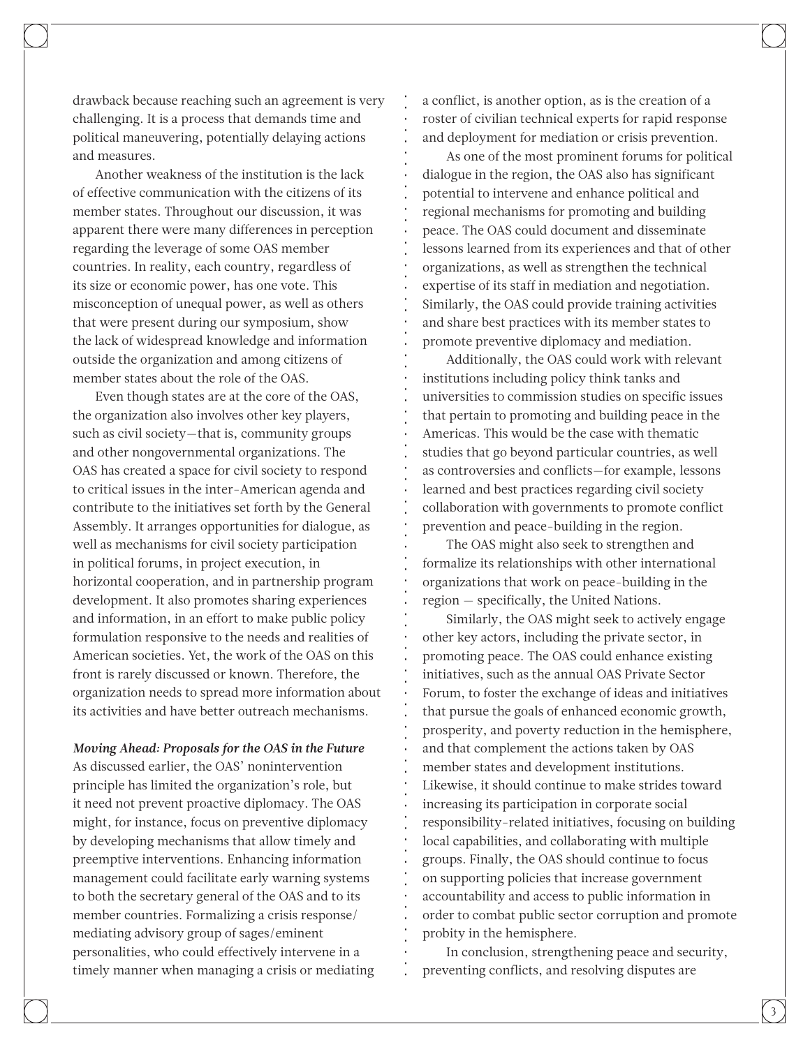drawback because reaching such an agreement is very challenging. It is a process that demands time and political maneuvering, potentially delaying actions and measures.

Another weakness of the institution is the lack of effective communication with the citizens of its member states. Throughout our discussion, it was apparent there were many differences in perception regarding the leverage of some OAS member countries. In reality, each country, regardless of its size or economic power, has one vote. This misconception of unequal power, as well as others that were present during our symposium, show the lack of widespread knowledge and information outside the organization and among citizens of member states about the role of the OAS.

Even though states are at the core of the OAS, the organization also involves other key players, such as civil society—that is, community groups and other nongovernmental organizations. The OAS has created a space for civil society to respond to critical issues in the inter-American agenda and contribute to the initiatives set forth by the General Assembly. It arranges opportunities for dialogue, as well as mechanisms for civil society participation in political forums, in project execution, in horizontal cooperation, and in partnership program development. It also promotes sharing experiences and information, in an effort to make public policy formulation responsive to the needs and realities of American societies. Yet, the work of the OAS on this front is rarely discussed or known. Therefore, the organization needs to spread more information about its activities and have better outreach mechanisms.

***Moving Ahead: Proposals for the OAS in the Future***

As discussed earlier, the OAS' nonintervention principle has limited the organization's role, but it need not prevent proactive diplomacy. The OAS might, for instance, focus on preventive diplomacy by developing mechanisms that allow timely and preemptive interventions. Enhancing information management could facilitate early warning systems to both the secretary general of the OAS and to its member countries. Formalizing a crisis response/mediating advisory group of sages/eminent personalities, who could effectively intervene in a timely manner when managing a crisis or mediating a conflict, is another option, as is the creation of a roster of civilian technical experts for rapid response and deployment for mediation or crisis prevention.

As one of the most prominent forums for political dialogue in the region, the OAS also has significant potential to intervene and enhance political and regional mechanisms for promoting and building peace. The OAS could document and disseminate lessons learned from its experiences and that of other organizations, as well as strengthen the technical expertise of its staff in mediation and negotiation. Similarly, the OAS could provide training activities and share best practices with its member states to promote preventive diplomacy and mediation.

Additionally, the OAS could work with relevant institutions including policy think tanks and universities to commission studies on specific issues that pertain to promoting and building peace in the Americas. This would be the case with thematic studies that go beyond particular countries, as well as controversies and conflicts—for example, lessons learned and best practices regarding civil society collaboration with governments to promote conflict prevention and peace-building in the region.

The OAS might also seek to strengthen and formalize its relationships with other international organizations that work on peace-building in the region — specifically, the United Nations.

Similarly, the OAS might seek to actively engage other key actors, including the private sector, in promoting peace. The OAS could enhance existing initiatives, such as the annual OAS Private Sector Forum, to foster the exchange of ideas and initiatives that pursue the goals of enhanced economic growth, prosperity, and poverty reduction in the hemisphere, and that complement the actions taken by OAS member states and development institutions. Likewise, it should continue to make strides toward increasing its participation in corporate social responsibility-related initiatives, focusing on building local capabilities, and collaborating with multiple groups. Finally, the OAS should continue to focus on supporting policies that increase government accountability and access to public information in order to combat public sector corruption and promote probity in the hemisphere.

In conclusion, strengthening peace and security, preventing conflicts, and resolving disputes are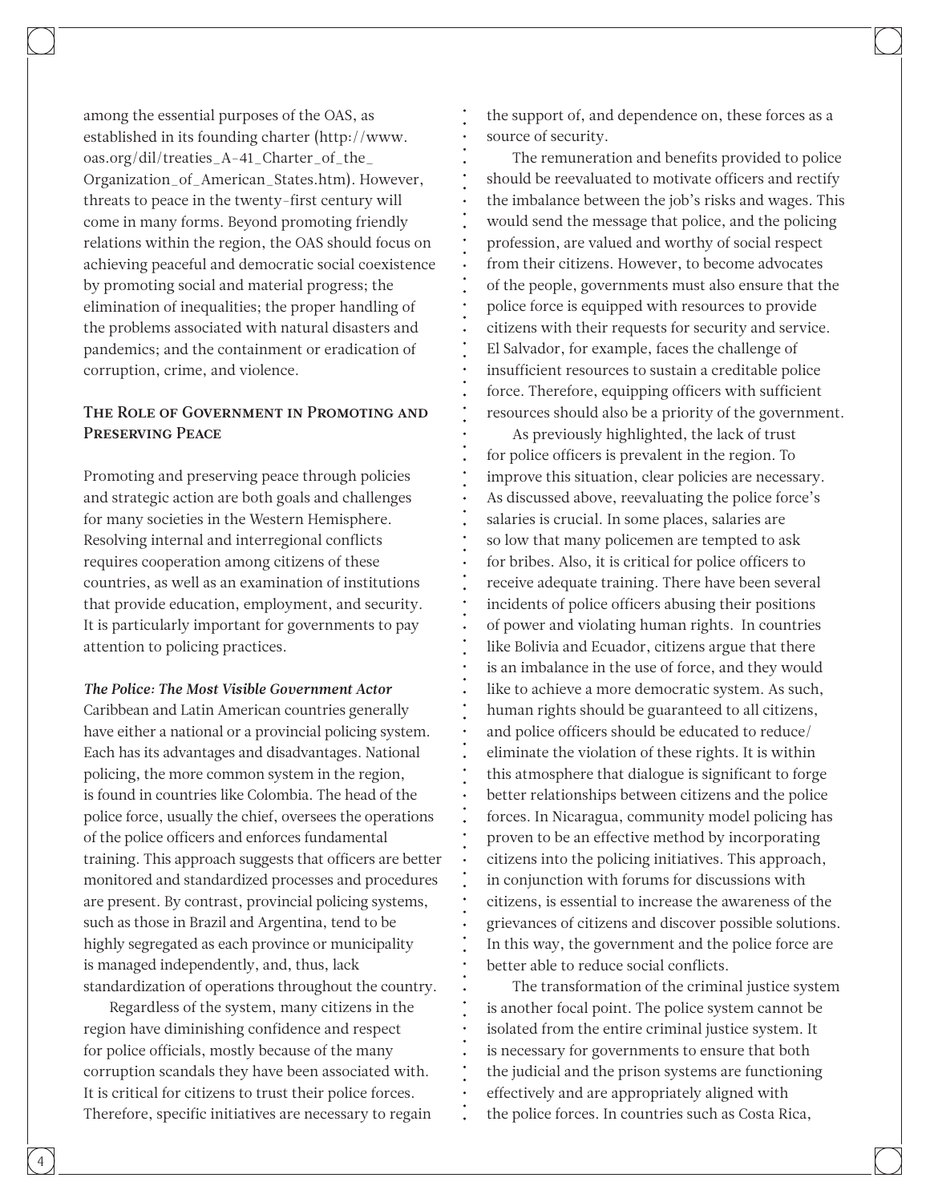among the essential purposes of the OAS, as established in its founding charter (http://www.oas.org/dil/treaties_A-41_Charter_of_the_Organization_of_American_States.htm). However, threats to peace in the twenty-first century will come in many forms. Beyond promoting friendly relations within the region, the OAS should focus on achieving peaceful and democratic social coexistence by promoting social and material progress; the elimination of inequalities; the proper handling of the problems associated with natural disasters and pandemics; and the containment or eradication of corruption, crime, and violence.

## The Role of Government in Promoting and Preserving Peace

Promoting and preserving peace through policies and strategic action are both goals and challenges for many societies in the Western Hemisphere. Resolving internal and interregional conflicts requires cooperation among citizens of these countries, as well as an examination of institutions that provide education, employment, and security. It is particularly important for governments to pay attention to policing practices.

***The Police: The Most Visible Government Actor***

Caribbean and Latin American countries generally have either a national or a provincial policing system. Each has its advantages and disadvantages. National policing, the more common system in the region, is found in countries like Colombia. The head of the police force, usually the chief, oversees the operations of the police officers and enforces fundamental training. This approach suggests that officers are better monitored and standardized processes and procedures are present. By contrast, provincial policing systems, such as those in Brazil and Argentina, tend to be highly segregated as each province or municipality is managed independently, and, thus, lack standardization of operations throughout the country.

Regardless of the system, many citizens in the region have diminishing confidence and respect for police officials, mostly because of the many corruption scandals they have been associated with. It is critical for citizens to trust their police forces. Therefore, specific initiatives are necessary to regain the support of, and dependence on, these forces as a source of security.

The remuneration and benefits provided to police should be reevaluated to motivate officers and rectify the imbalance between the job's risks and wages. This would send the message that police, and the policing profession, are valued and worthy of social respect from their citizens. However, to become advocates of the people, governments must also ensure that the police force is equipped with resources to provide citizens with their requests for security and service. El Salvador, for example, faces the challenge of insufficient resources to sustain a creditable police force. Therefore, equipping officers with sufficient resources should also be a priority of the government.

As previously highlighted, the lack of trust for police officers is prevalent in the region. To improve this situation, clear policies are necessary. As discussed above, reevaluating the police force's salaries is crucial. In some places, salaries are so low that many policemen are tempted to ask for bribes. Also, it is critical for police officers to receive adequate training. There have been several incidents of police officers abusing their positions of power and violating human rights. In countries like Bolivia and Ecuador, citizens argue that there is an imbalance in the use of force, and they would like to achieve a more democratic system. As such, human rights should be guaranteed to all citizens, and police officers should be educated to reduce/eliminate the violation of these rights. It is within this atmosphere that dialogue is significant to forge better relationships between citizens and the police forces. In Nicaragua, community model policing has proven to be an effective method by incorporating citizens into the policing initiatives. This approach, in conjunction with forums for discussions with citizens, is essential to increase the awareness of the grievances of citizens and discover possible solutions. In this way, the government and the police force are better able to reduce social conflicts.

The transformation of the criminal justice system is another focal point. The police system cannot be isolated from the entire criminal justice system. It is necessary for governments to ensure that both the judicial and the prison systems are functioning effectively and are appropriately aligned with the police forces. In countries such as Costa Rica,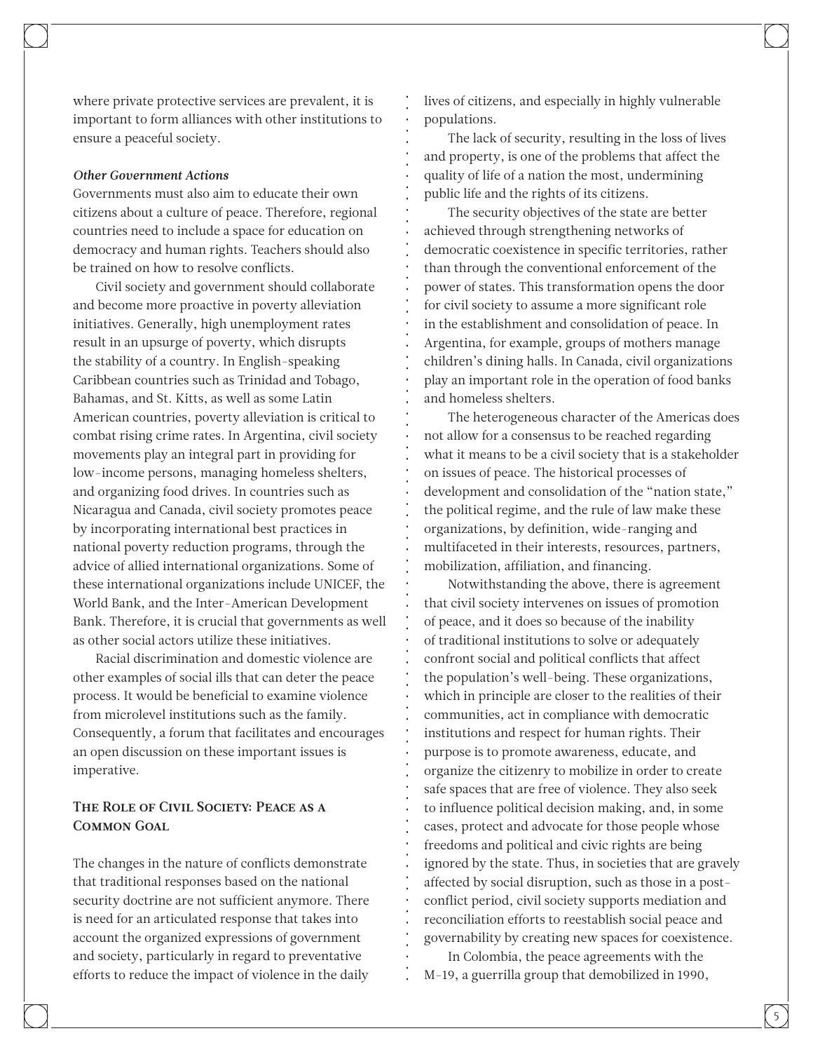where private protective services are prevalent, it is important to form alliances with other institutions to ensure a peaceful society.

***Other Government Actions***

Governments must also aim to educate their own citizens about a culture of peace. Therefore, regional countries need to include a space for education on democracy and human rights. Teachers should also be trained on how to resolve conflicts.

Civil society and government should collaborate and become more proactive in poverty alleviation initiatives. Generally, high unemployment rates result in an upsurge of poverty, which disrupts the stability of a country. In English-speaking Caribbean countries such as Trinidad and Tobago, Bahamas, and St. Kitts, as well as some Latin American countries, poverty alleviation is critical to combat rising crime rates. In Argentina, civil society movements play an integral part in providing for low-income persons, managing homeless shelters, and organizing food drives. In countries such as Nicaragua and Canada, civil society promotes peace by incorporating international best practices in national poverty reduction programs, through the advice of allied international organizations. Some of these international organizations include UNICEF, the World Bank, and the Inter-American Development Bank. Therefore, it is crucial that governments as well as other social actors utilize these initiatives.

Racial discrimination and domestic violence are other examples of social ills that can deter the peace process. It would be beneficial to examine violence from microlevel institutions such as the family. Consequently, a forum that facilitates and encourages an open discussion on these important issues is imperative.

## The Role of Civil Society: Peace as a Common Goal

The changes in the nature of conflicts demonstrate that traditional responses based on the national security doctrine are not sufficient anymore. There is need for an articulated response that takes into account the organized expressions of government and society, particularly in regard to preventative efforts to reduce the impact of violence in the daily lives of citizens, and especially in highly vulnerable populations.

The lack of security, resulting in the loss of lives and property, is one of the problems that affect the quality of life of a nation the most, undermining public life and the rights of its citizens.

The security objectives of the state are better achieved through strengthening networks of democratic coexistence in specific territories, rather than through the conventional enforcement of the power of states. This transformation opens the door for civil society to assume a more significant role in the establishment and consolidation of peace. In Argentina, for example, groups of mothers manage children's dining halls. In Canada, civil organizations play an important role in the operation of food banks and homeless shelters.

The heterogeneous character of the Americas does not allow for a consensus to be reached regarding what it means to be a civil society that is a stakeholder on issues of peace. The historical processes of development and consolidation of the "nation state," the political regime, and the rule of law make these organizations, by definition, wide-ranging and multifaceted in their interests, resources, partners, mobilization, affiliation, and financing.

Notwithstanding the above, there is agreement that civil society intervenes on issues of promotion of peace, and it does so because of the inability of traditional institutions to solve or adequately confront social and political conflicts that affect the population's well-being. These organizations, which in principle are closer to the realities of their communities, act in compliance with democratic institutions and respect for human rights. Their purpose is to promote awareness, educate, and organize the citizenry to mobilize in order to create safe spaces that are free of violence. They also seek to influence political decision making, and, in some cases, protect and advocate for those people whose freedoms and political and civic rights are being ignored by the state. Thus, in societies that are gravely affected by social disruption, such as those in a post-conflict period, civil society supports mediation and reconciliation efforts to reestablish social peace and governability by creating new spaces for coexistence.

In Colombia, the peace agreements with the M-19, a guerrilla group that demobilized in 1990,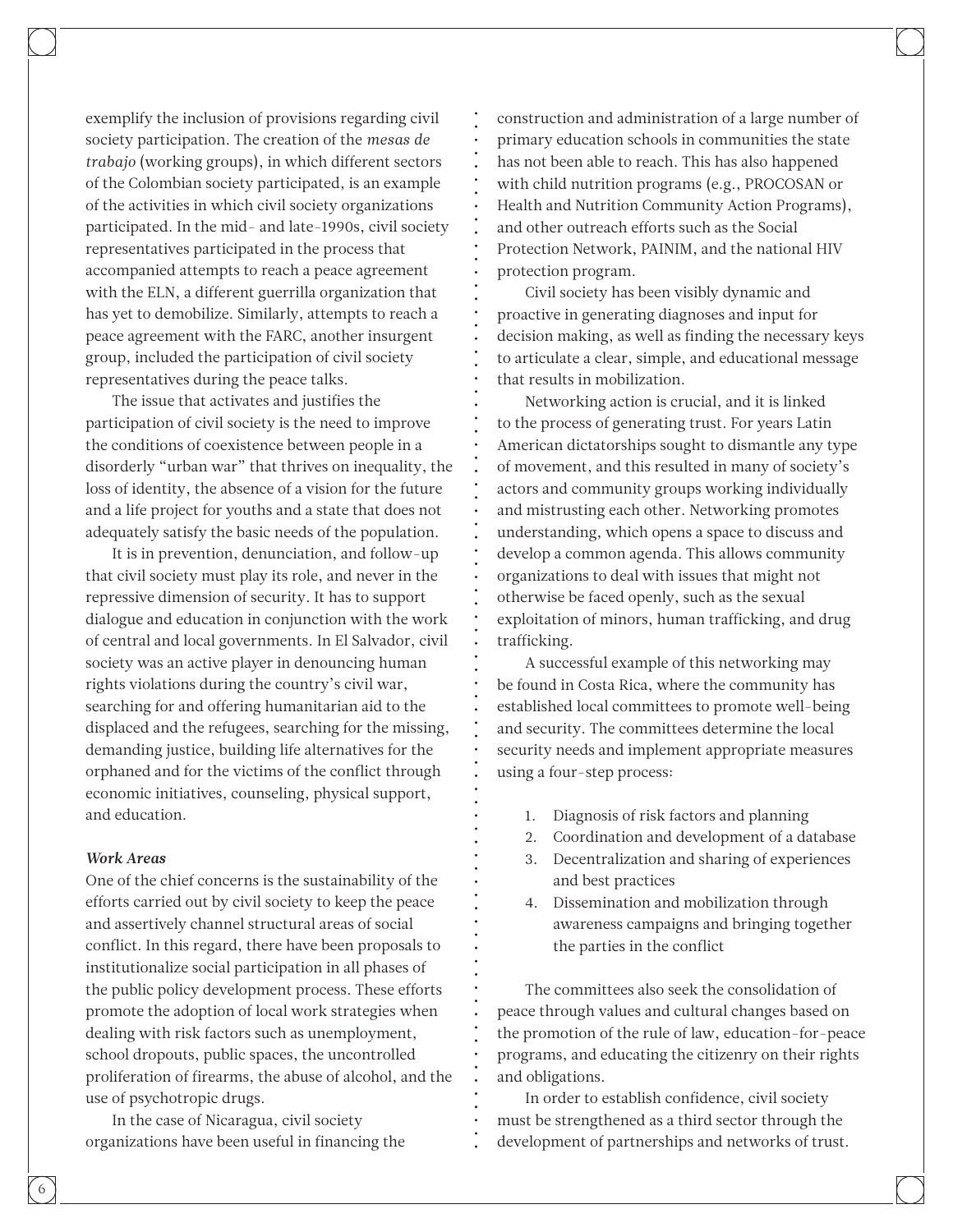exemplify the inclusion of provisions regarding civil society participation. The creation of the *mesas de trabajo* (working groups), in which different sectors of the Colombian society participated, is an example of the activities in which civil society organizations participated. In the mid- and late-1990s, civil society representatives participated in the process that accompanied attempts to reach a peace agreement with the ELN, a different guerrilla organization that has yet to demobilize. Similarly, attempts to reach a peace agreement with the FARC, another insurgent group, included the participation of civil society representatives during the peace talks.

The issue that activates and justifies the participation of civil society is the need to improve the conditions of coexistence between people in a disorderly "urban war" that thrives on inequality, the loss of identity, the absence of a vision for the future and a life project for youths and a state that does not adequately satisfy the basic needs of the population.

It is in prevention, denunciation, and follow-up that civil society must play its role, and never in the repressive dimension of security. It has to support dialogue and education in conjunction with the work of central and local governments. In El Salvador, civil society was an active player in denouncing human rights violations during the country's civil war, searching for and offering humanitarian aid to the displaced and the refugees, searching for the missing, demanding justice, building life alternatives for the orphaned and for the victims of the conflict through economic initiatives, counseling, physical support, and education.

***Work Areas***

One of the chief concerns is the sustainability of the efforts carried out by civil society to keep the peace and assertively channel structural areas of social conflict. In this regard, there have been proposals to institutionalize social participation in all phases of the public policy development process. These efforts promote the adoption of local work strategies when dealing with risk factors such as unemployment, school dropouts, public spaces, the uncontrolled proliferation of firearms, the abuse of alcohol, and the use of psychotropic drugs.

In the case of Nicaragua, civil society organizations have been useful in financing the construction and administration of a large number of primary education schools in communities the state has not been able to reach. This has also happened with child nutrition programs (e.g., PROCOSAN or Health and Nutrition Community Action Programs), and other outreach efforts such as the Social Protection Network, PAINIM, and the national HIV protection program.

Civil society has been visibly dynamic and proactive in generating diagnoses and input for decision making, as well as finding the necessary keys to articulate a clear, simple, and educational message that results in mobilization.

Networking action is crucial, and it is linked to the process of generating trust. For years Latin American dictatorships sought to dismantle any type of movement, and this resulted in many of society's actors and community groups working individually and mistrusting each other. Networking promotes understanding, which opens a space to discuss and develop a common agenda. This allows community organizations to deal with issues that might not otherwise be faced openly, such as the sexual exploitation of minors, human trafficking, and drug trafficking.

A successful example of this networking may be found in Costa Rica, where the community has established local committees to promote well-being and security. The committees determine the local security needs and implement appropriate measures using a four-step process:

1. Diagnosis of risk factors and planning
2. Coordination and development of a database
3. Decentralization and sharing of experiences and best practices
4. Dissemination and mobilization through awareness campaigns and bringing together the parties in the conflict

The committees also seek the consolidation of peace through values and cultural changes based on the promotion of the rule of law, education-for-peace programs, and educating the citizenry on their rights and obligations.

In order to establish confidence, civil society must be strengthened as a third sector through the development of partnerships and networks of trust.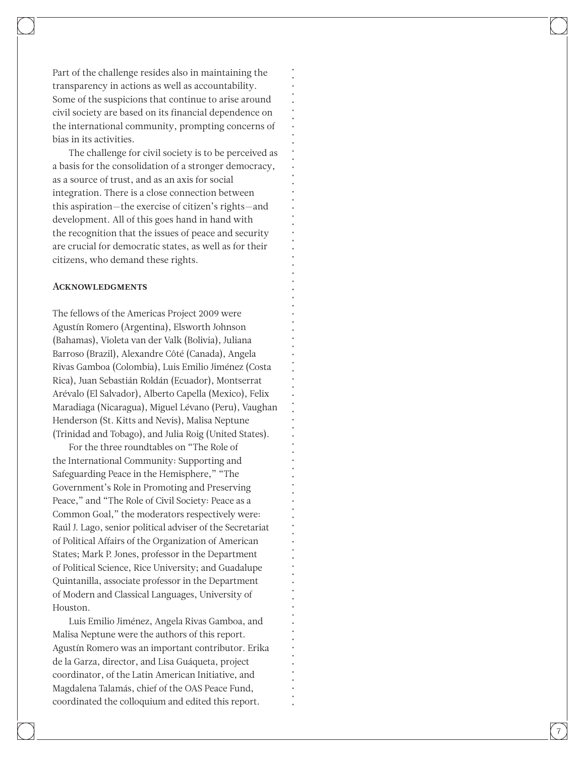Part of the challenge resides also in maintaining the transparency in actions as well as accountability. Some of the suspicions that continue to arise around civil society are based on its financial dependence on the international community, prompting concerns of bias in its activities.

The challenge for civil society is to be perceived as a basis for the consolidation of a stronger democracy, as a source of trust, and as an axis for social integration. There is a close connection between this aspiration—the exercise of citizen's rights—and development. All of this goes hand in hand with the recognition that the issues of peace and security are crucial for democratic states, as well as for their citizens, who demand these rights.

## Acknowledgments

The fellows of the Americas Project 2009 were Agustín Romero (Argentina), Elsworth Johnson (Bahamas), Violeta van der Valk (Bolivia), Juliana Barroso (Brazil), Alexandre Côté (Canada), Angela Rivas Gamboa (Colombia), Luis Emilio Jiménez (Costa Rica), Juan Sebastián Roldán (Ecuador), Montserrat Arévalo (El Salvador), Alberto Capella (Mexico), Felix Maradiaga (Nicaragua), Miguel Lévano (Peru), Vaughan Henderson (St. Kitts and Nevis), Malisa Neptune (Trinidad and Tobago), and Julia Roig (United States).

For the three roundtables on "The Role of the International Community: Supporting and Safeguarding Peace in the Hemisphere," "The Government's Role in Promoting and Preserving Peace," and "The Role of Civil Society: Peace as a Common Goal," the moderators respectively were: Raúl J. Lago, senior political adviser of the Secretariat of Political Affairs of the Organization of American States; Mark P. Jones, professor in the Department of Political Science, Rice University; and Guadalupe Quintanilla, associate professor in the Department of Modern and Classical Languages, University of Houston.

Luis Emilio Jiménez, Angela Rivas Gamboa, and Malisa Neptune were the authors of this report. Agustín Romero was an important contributor. Erika de la Garza, director, and Lisa Guáqueta, project coordinator, of the Latin American Initiative, and Magdalena Talamás, chief of the OAS Peace Fund, coordinated the colloquium and edited this report.